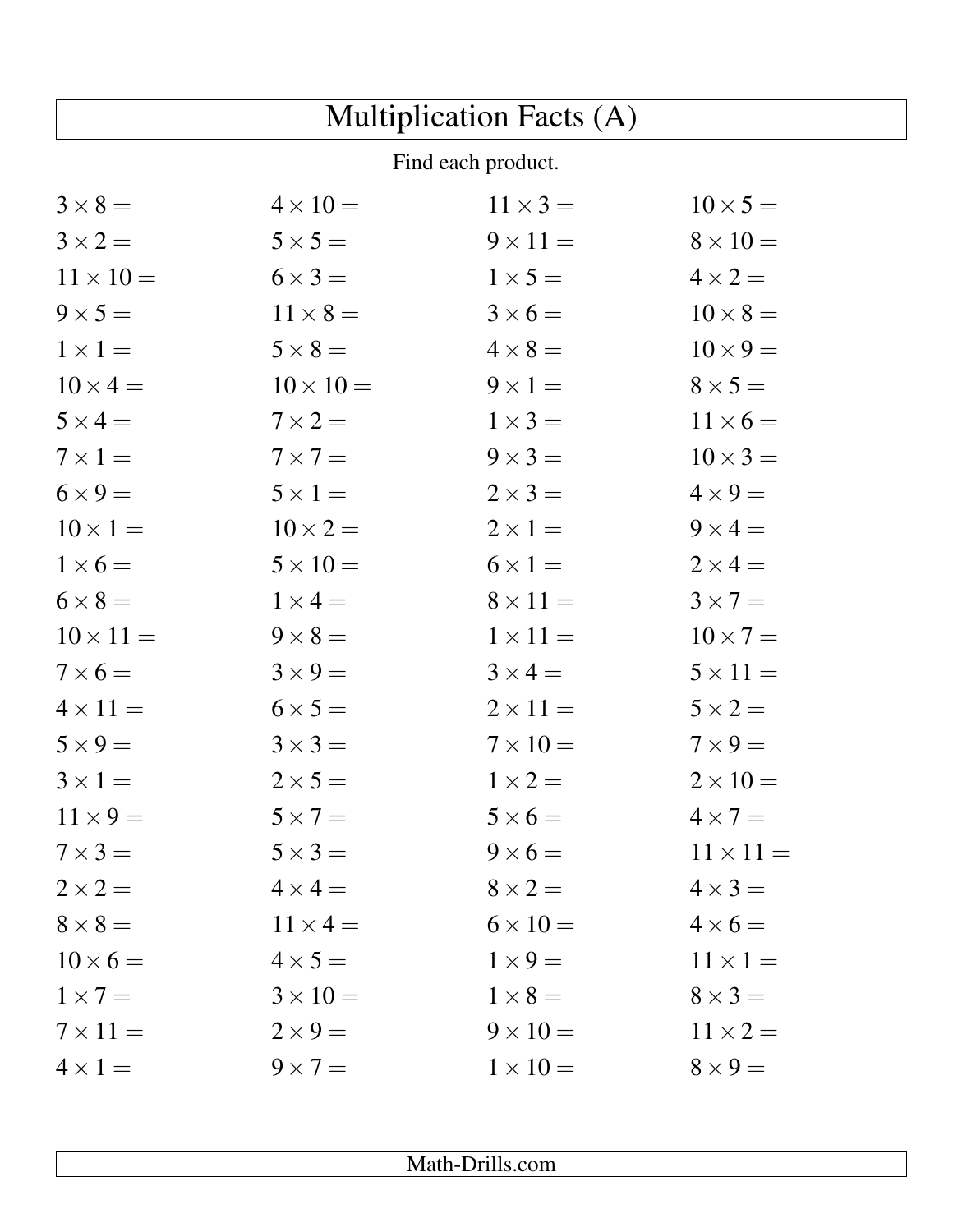# Multiplication Facts (A)

Find each product.

| | | | |
|---|---|---|---|
| $3 \times 8 =$ | $4 \times 10 =$ | $11 \times 3 =$ | $10 \times 5 =$ |
| $3 \times 2 =$ | $5 \times 5 =$ | $9 \times 11 =$ | $8 \times 10 =$ |
| $11 \times 10 =$ | $6 \times 3 =$ | $1 \times 5 =$ | $4 \times 2 =$ |
| $9 \times 5 =$ | $11 \times 8 =$ | $3 \times 6 =$ | $10 \times 8 =$ |
| $1 \times 1 =$ | $5 \times 8 =$ | $4 \times 8 =$ | $10 \times 9 =$ |
| $10 \times 4 =$ | $10 \times 10 =$ | $9 \times 1 =$ | $8 \times 5 =$ |
| $5 \times 4 =$ | $7 \times 2 =$ | $1 \times 3 =$ | $11 \times 6 =$ |
| $7 \times 1 =$ | $7 \times 7 =$ | $9 \times 3 =$ | $10 \times 3 =$ |
| $6 \times 9 =$ | $5 \times 1 =$ | $2 \times 3 =$ | $4 \times 9 =$ |
| $10 \times 1 =$ | $10 \times 2 =$ | $2 \times 1 =$ | $9 \times 4 =$ |
| $1 \times 6 =$ | $5 \times 10 =$ | $6 \times 1 =$ | $2 \times 4 =$ |
| $6 \times 8 =$ | $1 \times 4 =$ | $8 \times 11 =$ | $3 \times 7 =$ |
| $10 \times 11 =$ | $9 \times 8 =$ | $1 \times 11 =$ | $10 \times 7 =$ |
| $7 \times 6 =$ | $3 \times 9 =$ | $3 \times 4 =$ | $5 \times 11 =$ |
| $4 \times 11 =$ | $6 \times 5 =$ | $2 \times 11 =$ | $5 \times 2 =$ |
| $5 \times 9 =$ | $3 \times 3 =$ | $7 \times 10 =$ | $7 \times 9 =$ |
| $3 \times 1 =$ | $2 \times 5 =$ | $1 \times 2 =$ | $2 \times 10 =$ |
| $11 \times 9 =$ | $5 \times 7 =$ | $5 \times 6 =$ | $4 \times 7 =$ |
| $7 \times 3 =$ | $5 \times 3 =$ | $9 \times 6 =$ | $11 \times 11 =$ |
| $2 \times 2 =$ | $4 \times 4 =$ | $8 \times 2 =$ | $4 \times 3 =$ |
| $8 \times 8 =$ | $11 \times 4 =$ | $6 \times 10 =$ | $4 \times 6 =$ |
| $10 \times 6 =$ | $4 \times 5 =$ | $1 \times 9 =$ | $11 \times 1 =$ |
| $1 \times 7 =$ | $3 \times 10 =$ | $1 \times 8 =$ | $8 \times 3 =$ |
| $7 \times 11 =$ | $2 \times 9 =$ | $9 \times 10 =$ | $11 \times 2 =$ |
| $4 \times 1 =$ | $9 \times 7 =$ | $1 \times 10 =$ | $8 \times 9 =$ |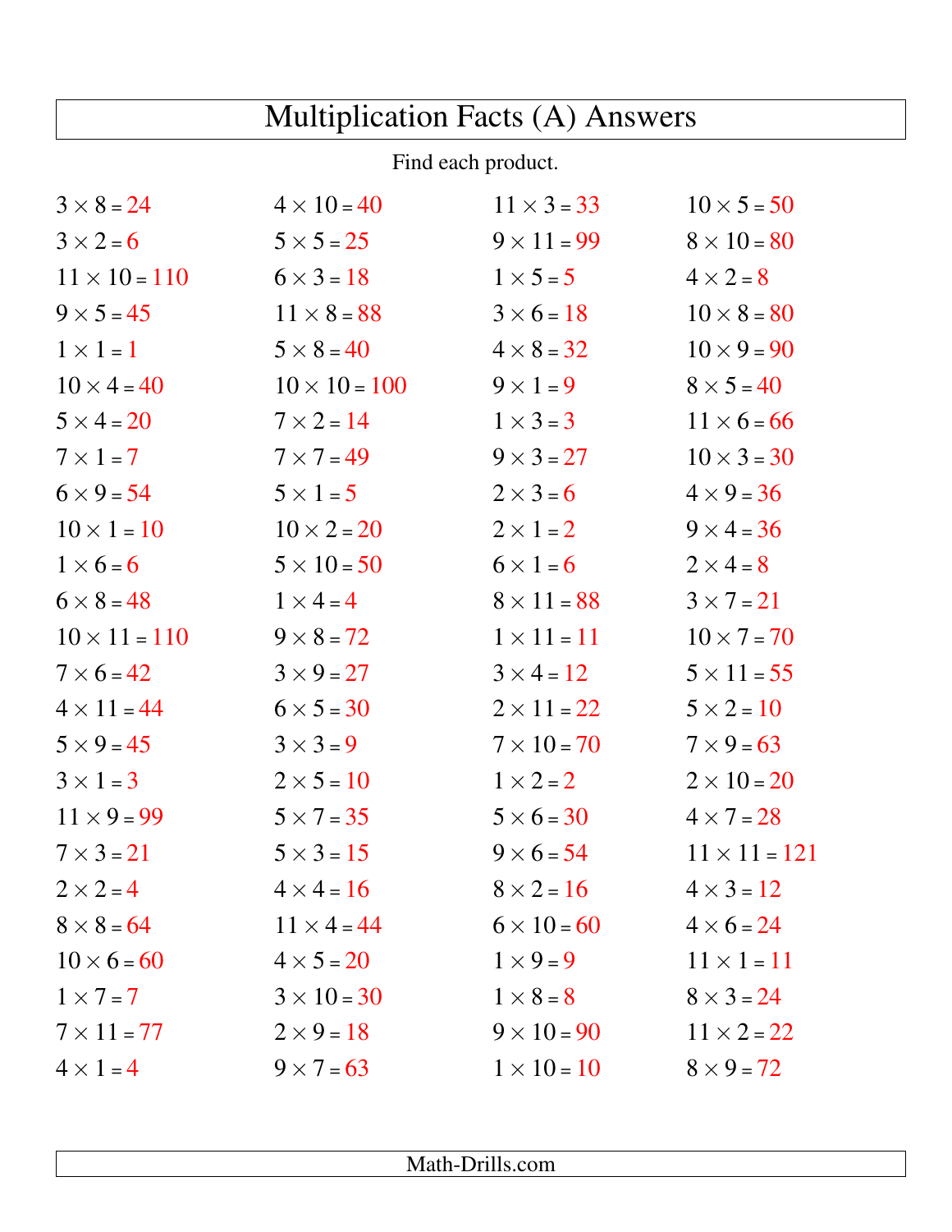# Multiplication Facts (A) Answers

Find each product.

| | | | |
|---|---|---|---|
| $3 \times 8 = 24$ | $4 \times 10 = 40$ | $11 \times 3 = 33$ | $10 \times 5 = 50$ |
| $3 \times 2 = 6$ | $5 \times 5 = 25$ | $9 \times 11 = 99$ | $8 \times 10 = 80$ |
| $11 \times 10 = 110$ | $6 \times 3 = 18$ | $1 \times 5 = 5$ | $4 \times 2 = 8$ |
| $9 \times 5 = 45$ | $11 \times 8 = 88$ | $3 \times 6 = 18$ | $10 \times 8 = 80$ |
| $1 \times 1 = 1$ | $5 \times 8 = 40$ | $4 \times 8 = 32$ | $10 \times 9 = 90$ |
| $10 \times 4 = 40$ | $10 \times 10 = 100$ | $9 \times 1 = 9$ | $8 \times 5 = 40$ |
| $5 \times 4 = 20$ | $7 \times 2 = 14$ | $1 \times 3 = 3$ | $11 \times 6 = 66$ |
| $7 \times 1 = 7$ | $7 \times 7 = 49$ | $9 \times 3 = 27$ | $10 \times 3 = 30$ |
| $6 \times 9 = 54$ | $5 \times 1 = 5$ | $2 \times 3 = 6$ | $4 \times 9 = 36$ |
| $10 \times 1 = 10$ | $10 \times 2 = 20$ | $2 \times 1 = 2$ | $9 \times 4 = 36$ |
| $1 \times 6 = 6$ | $5 \times 10 = 50$ | $6 \times 1 = 6$ | $2 \times 4 = 8$ |
| $6 \times 8 = 48$ | $1 \times 4 = 4$ | $8 \times 11 = 88$ | $3 \times 7 = 21$ |
| $10 \times 11 = 110$ | $9 \times 8 = 72$ | $1 \times 11 = 11$ | $10 \times 7 = 70$ |
| $7 \times 6 = 42$ | $3 \times 9 = 27$ | $3 \times 4 = 12$ | $5 \times 11 = 55$ |
| $4 \times 11 = 44$ | $6 \times 5 = 30$ | $2 \times 11 = 22$ | $5 \times 2 = 10$ |
| $5 \times 9 = 45$ | $3 \times 3 = 9$ | $7 \times 10 = 70$ | $7 \times 9 = 63$ |
| $3 \times 1 = 3$ | $2 \times 5 = 10$ | $1 \times 2 = 2$ | $2 \times 10 = 20$ |
| $11 \times 9 = 99$ | $5 \times 7 = 35$ | $5 \times 6 = 30$ | $4 \times 7 = 28$ |
| $7 \times 3 = 21$ | $5 \times 3 = 15$ | $9 \times 6 = 54$ | $11 \times 11 = 121$ |
| $2 \times 2 = 4$ | $4 \times 4 = 16$ | $8 \times 2 = 16$ | $4 \times 3 = 12$ |
| $8 \times 8 = 64$ | $11 \times 4 = 44$ | $6 \times 10 = 60$ | $4 \times 6 = 24$ |
| $10 \times 6 = 60$ | $4 \times 5 = 20$ | $1 \times 9 = 9$ | $11 \times 1 = 11$ |
| $1 \times 7 = 7$ | $3 \times 10 = 30$ | $1 \times 8 = 8$ | $8 \times 3 = 24$ |
| $7 \times 11 = 77$ | $2 \times 9 = 18$ | $9 \times 10 = 90$ | $11 \times 2 = 22$ |
| $4 \times 1 = 4$ | $9 \times 7 = 63$ | $1 \times 10 = 10$ | $8 \times 9 = 72$ |

Math-Drills.com